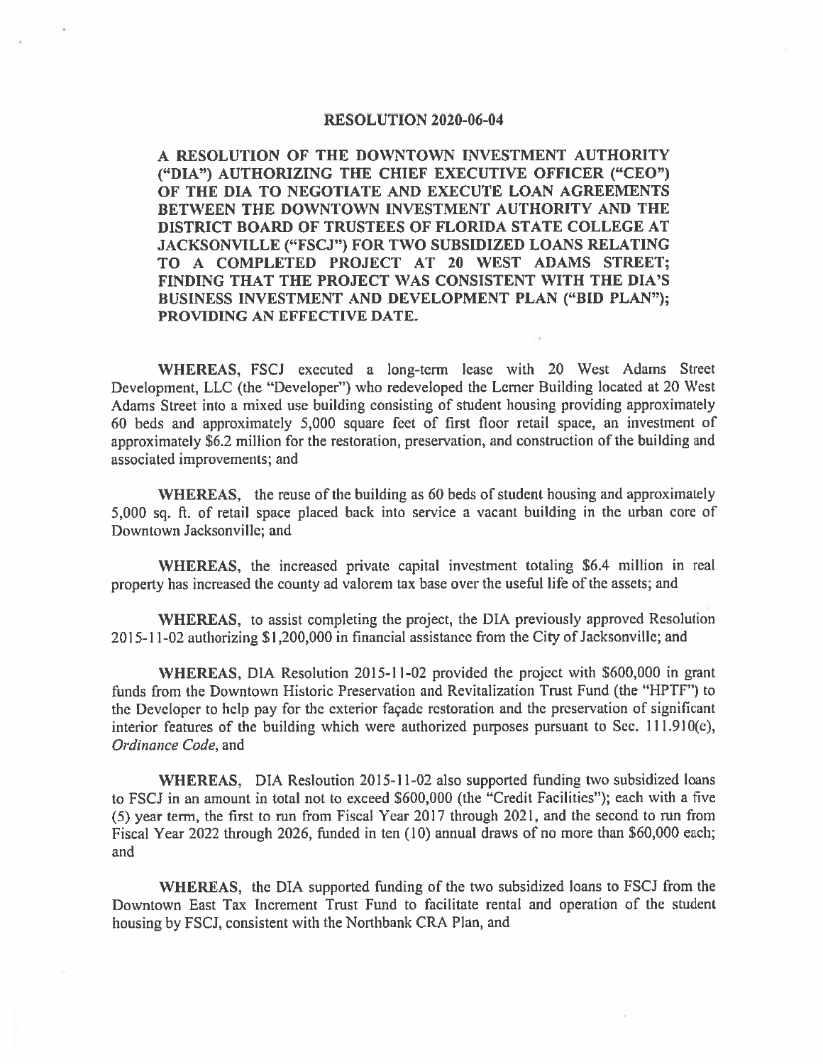# RESOLUTION 2020-06-04

**A RESOLUTION OF THE DOWNTOWN INVESTMENT AUTHORITY ("DIA") AUTHORIZING THE CHIEF EXECUTIVE OFFICER ("CEO") OF THE DIA TO NEGOTIATE AND EXECUTE LOAN AGREEMENTS BETWEEN THE DOWNTOWN INVESTMENT AUTHORITY AND THE DISTRICT BOARD OF TRUSTEES OF FLORIDA STATE COLLEGE AT JACKSONVILLE ("FSCJ") FOR TWO SUBSIDIZED LOANS RELATING TO A COMPLETED PROJECT AT 20 WEST ADAMS STREET; FINDING THAT THE PROJECT WAS CONSISTENT WITH THE DIA'S BUSINESS INVESTMENT AND DEVELOPMENT PLAN ("BID PLAN"); PROVIDING AN EFFECTIVE DATE.**

**WHEREAS,** FSCJ executed a long-term lease with 20 West Adams Street Development, LLC (the "Developer") who redeveloped the Lerner Building located at 20 West Adams Street into a mixed use building consisting of student housing providing approximately 60 beds and approximately 5,000 square feet of first floor retail space, an investment of approximately $6.2 million for the restoration, preservation, and construction of the building and associated improvements; and

**WHEREAS,** the reuse of the building as 60 beds of student housing and approximately 5,000 sq. ft. of retail space placed back into service a vacant building in the urban core of Downtown Jacksonville; and

**WHEREAS,** the increased private capital investment totaling $6.4 million in real property has increased the county ad valorem tax base over the useful life of the assets; and

**WHEREAS,** to assist completing the project, the DIA previously approved Resolution 2015-11-02 authorizing $1,200,000 in financial assistance from the City of Jacksonville; and

**WHEREAS,** DIA Resolution 2015-11-02 provided the project with $600,000 in grant funds from the Downtown Historic Preservation and Revitalization Trust Fund (the "HPTF") to the Developer to help pay for the exterior façade restoration and the preservation of significant interior features of the building which were authorized purposes pursuant to Sec. 111.910(e), *Ordinance Code*, and

**WHEREAS,** DIA Resloution 2015-11-02 also supported funding two subsidized loans to FSCJ in an amount in total not to exceed $600,000 (the "Credit Facilities"); each with a five (5) year term, the first to run from Fiscal Year 2017 through 2021, and the second to run from Fiscal Year 2022 through 2026, funded in ten (10) annual draws of no more than $60,000 each; and

**WHEREAS,** the DIA supported funding of the two subsidized loans to FSCJ from the Downtown East Tax Increment Trust Fund to facilitate rental and operation of the student housing by FSCJ, consistent with the Northbank CRA Plan, and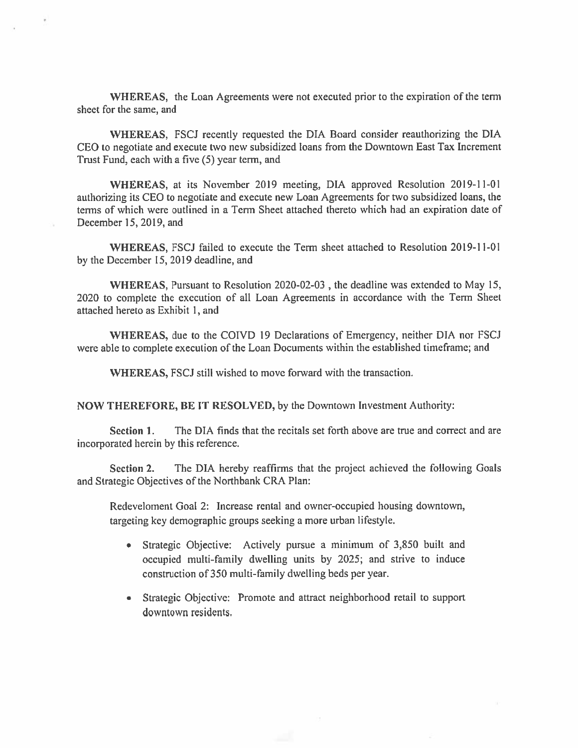**WHEREAS**, the Loan Agreements were not executed prior to the expiration of the term sheet for the same, and

**WHEREAS**, FSCJ recently requested the DIA Board consider reauthorizing the DIA CEO to negotiate and execute two new subsidized loans from the Downtown East Tax Increment Trust Fund, each with a five (5) year term, and

**WHEREAS**, at its November 2019 meeting, DIA approved Resolution 2019-11-01 authorizing its CEO to negotiate and execute new Loan Agreements for two subsidized loans, the terms of which were outlined in a Term Sheet attached thereto which had an expiration date of December 15, 2019, and

**WHEREAS**, FSCJ failed to execute the Term sheet attached to Resolution 2019-11-01 by the December 15, 2019 deadline, and

**WHEREAS**, Pursuant to Resolution 2020-02-03 , the deadline was extended to May 15, 2020 to complete the execution of all Loan Agreements in accordance with the Term Sheet attached hereto as Exhibit 1, and

**WHEREAS**, due to the COIVD 19 Declarations of Emergency, neither DIA nor FSCJ were able to complete execution of the Loan Documents within the established timeframe; and

**WHEREAS**, FSCJ still wished to move forward with the transaction.

**NOW THEREFORE, BE IT RESOLVED,** by the Downtown Investment Authority:

**Section 1.** The DIA finds that the recitals set forth above are true and correct and are incorporated herein by this reference.

**Section 2.** The DIA hereby reaffirms that the project achieved the following Goals and Strategic Objectives of the Northbank CRA Plan:

Redevelopment Goal 2: Increase rental and owner-occupied housing downtown, targeting key demographic groups seeking a more urban lifestyle.

- Strategic Objective: Actively pursue a minimum of 3,850 built and occupied multi-family dwelling units by 2025; and strive to induce construction of 350 multi-family dwelling beds per year.
- Strategic Objective: Promote and attract neighborhood retail to support downtown residents.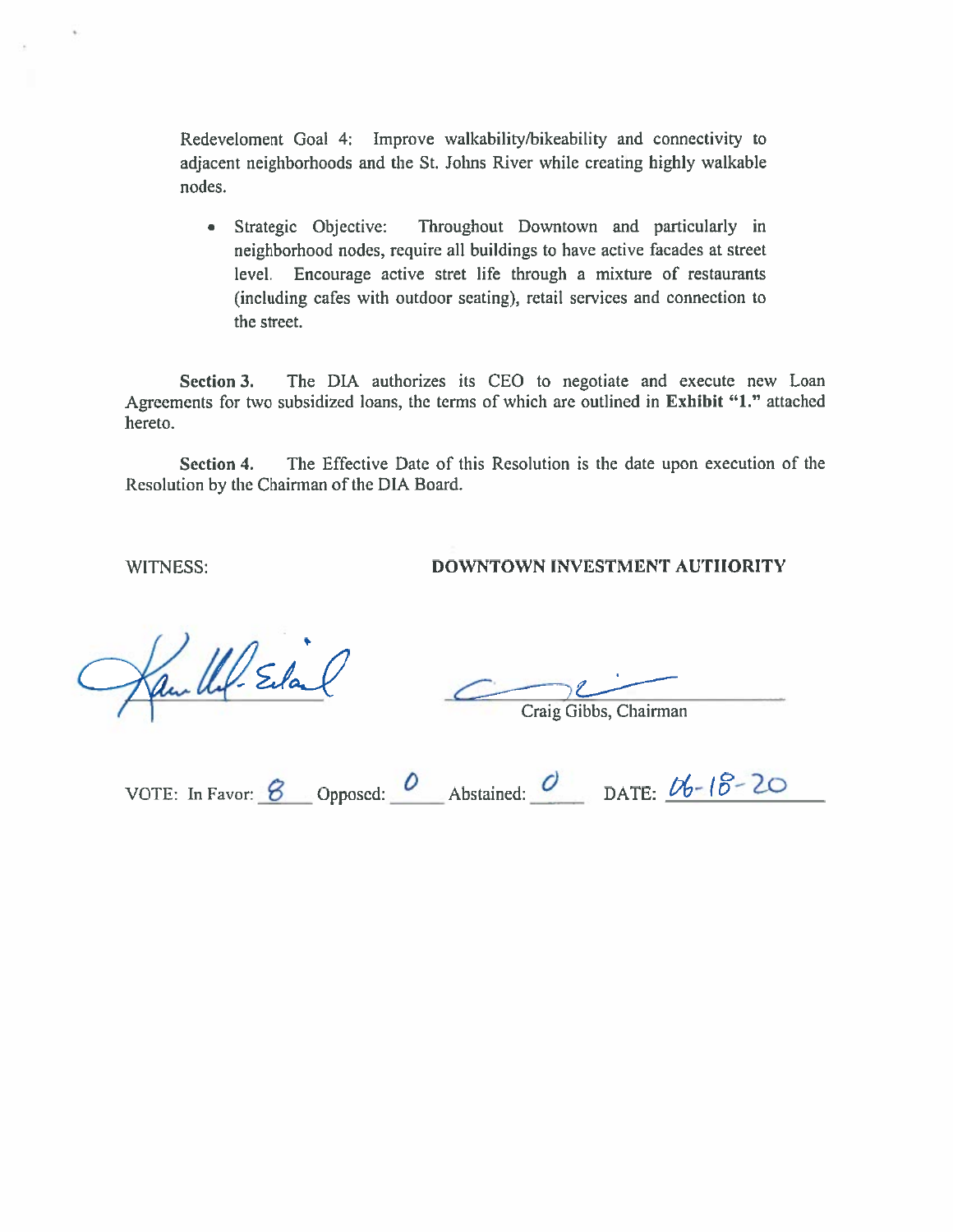Redevelopment Goal 4: Improve walkability/bikeability and connectivity to adjacent neighborhoods and the St. Johns River while creating highly walkable nodes.

- Strategic Objective: Throughout Downtown and particularly in neighborhood nodes, require all buildings to have active facades at street level. Encourage active stret life through a mixture of restaurants (including cafes with outdoor seating), retail services and connection to the street.

**Section 3.** The DIA authorizes its CEO to negotiate and execute new Loan Agreements for two subsidized loans, the terms of which are outlined in **Exhibit "1."** attached hereto.

**Section 4.** The Effective Date of this Resolution is the date upon execution of the Resolution by the Chairman of the DIA Board.

WITNESS: **DOWNTOWN INVESTMENT AUTHORITY**

Craig Gibbs, Chairman

VOTE: In Favor: 8 Opposed: 0 Abstained: 0 DATE: 06-18-20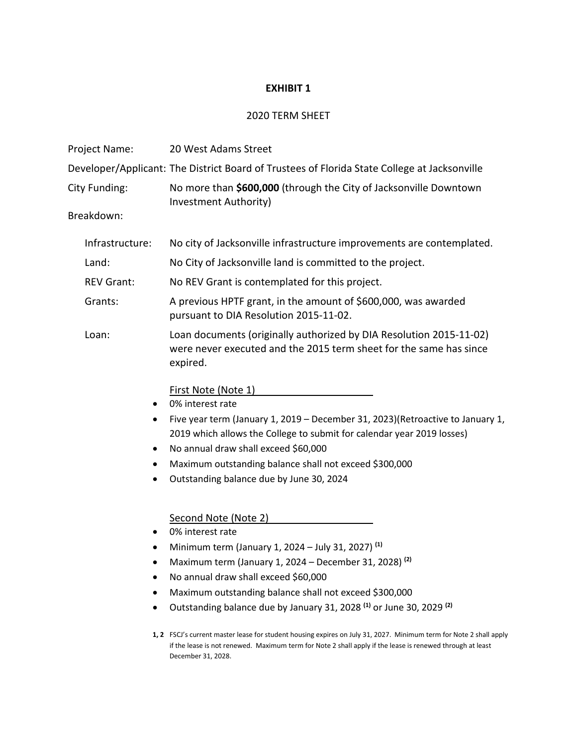# EXHIBIT 1

## 2020 TERM SHEET

Project Name: 20 West Adams Street

Developer/Applicant: The District Board of Trustees of Florida State College at Jacksonville

City Funding: No more than **$600,000** (through the City of Jacksonville Downtown Investment Authority)

Breakdown:

Infrastructure: No city of Jacksonville infrastructure improvements are contemplated.

Land: No City of Jacksonville land is committed to the project.

REV Grant: No REV Grant is contemplated for this project.

Grants: A previous HPTF grant, in the amount of $600,000, was awarded pursuant to DIA Resolution 2015-11-02.

Loan: Loan documents (originally authorized by DIA Resolution 2015-11-02) were never executed and the 2015 term sheet for the same has since expired.

First Note (Note 1)

- 0% interest rate
- Five year term (January 1, 2019 – December 31, 2023)(Retroactive to January 1, 2019 which allows the College to submit for calendar year 2019 losses)
- No annual draw shall exceed $60,000
- Maximum outstanding balance shall not exceed $300,000
- Outstanding balance due by June 30, 2024

Second Note (Note 2)

- 0% interest rate
- Minimum term (January 1, 2024 – July 31, 2027) [(1)]
- Maximum term (January 1, 2024 – December 31, 2028) [(2)]
- No annual draw shall exceed $60,000
- Maximum outstanding balance shall not exceed $300,000
- Outstanding balance due by January 31, 2028 [(1)] or June 30, 2029 [(2)]

**1, 2** FSCJ's current master lease for student housing expires on July 31, 2027. Minimum term for Note 2 shall apply if the lease is not renewed. Maximum term for Note 2 shall apply if the lease is renewed through at least December 31, 2028.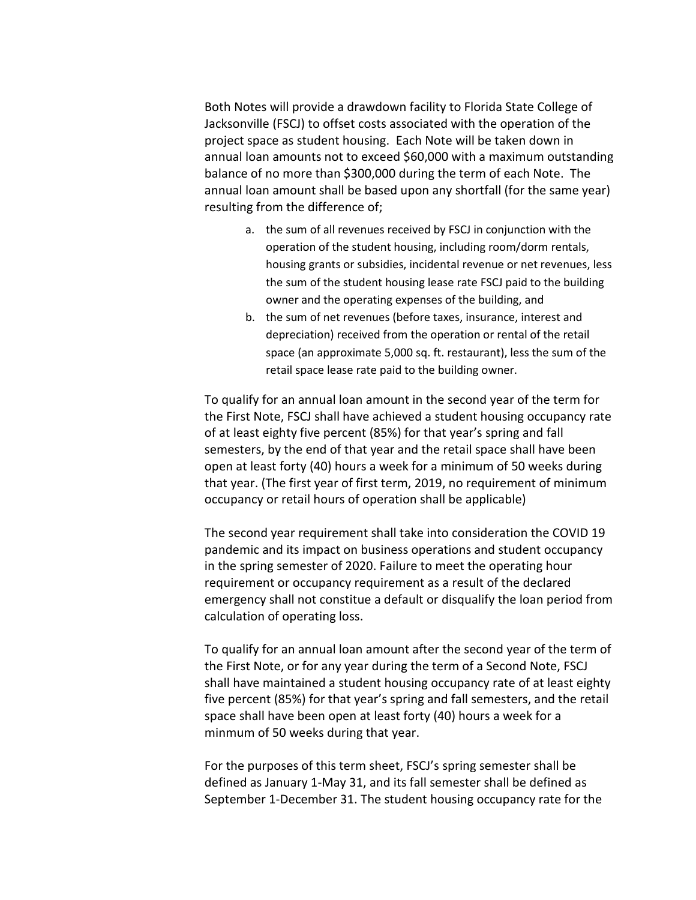Both Notes will provide a drawdown facility to Florida State College of Jacksonville (FSCJ) to offset costs associated with the operation of the project space as student housing. Each Note will be taken down in annual loan amounts not to exceed $60,000 with a maximum outstanding balance of no more than $300,000 during the term of each Note. The annual loan amount shall be based upon any shortfall (for the same year) resulting from the difference of;

a. the sum of all revenues received by FSCJ in conjunction with the operation of the student housing, including room/dorm rentals, housing grants or subsidies, incidental revenue or net revenues, less the sum of the student housing lease rate FSCJ paid to the building owner and the operating expenses of the building, and
b. the sum of net revenues (before taxes, insurance, interest and depreciation) received from the operation or rental of the retail space (an approximate 5,000 sq. ft. restaurant), less the sum of the retail space lease rate paid to the building owner.

To qualify for an annual loan amount in the second year of the term for the First Note, FSCJ shall have achieved a student housing occupancy rate of at least eighty five percent (85%) for that year's spring and fall semesters, by the end of that year and the retail space shall have been open at least forty (40) hours a week for a minimum of 50 weeks during that year. (The first year of first term, 2019, no requirement of minimum occupancy or retail hours of operation shall be applicable)

The second year requirement shall take into consideration the COVID 19 pandemic and its impact on business operations and student occupancy in the spring semester of 2020. Failure to meet the operating hour requirement or occupancy requirement as a result of the declared emergency shall not constitue a default or disqualify the loan period from calculation of operating loss.

To qualify for an annual loan amount after the second year of the term of the First Note, or for any year during the term of a Second Note, FSCJ shall have maintained a student housing occupancy rate of at least eighty five percent (85%) for that year's spring and fall semesters, and the retail space shall have been open at least forty (40) hours a week for a minmum of 50 weeks during that year.

For the purposes of this term sheet, FSCJ's spring semester shall be defined as January 1-May 31, and its fall semester shall be defined as September 1-December 31. The student housing occupancy rate for the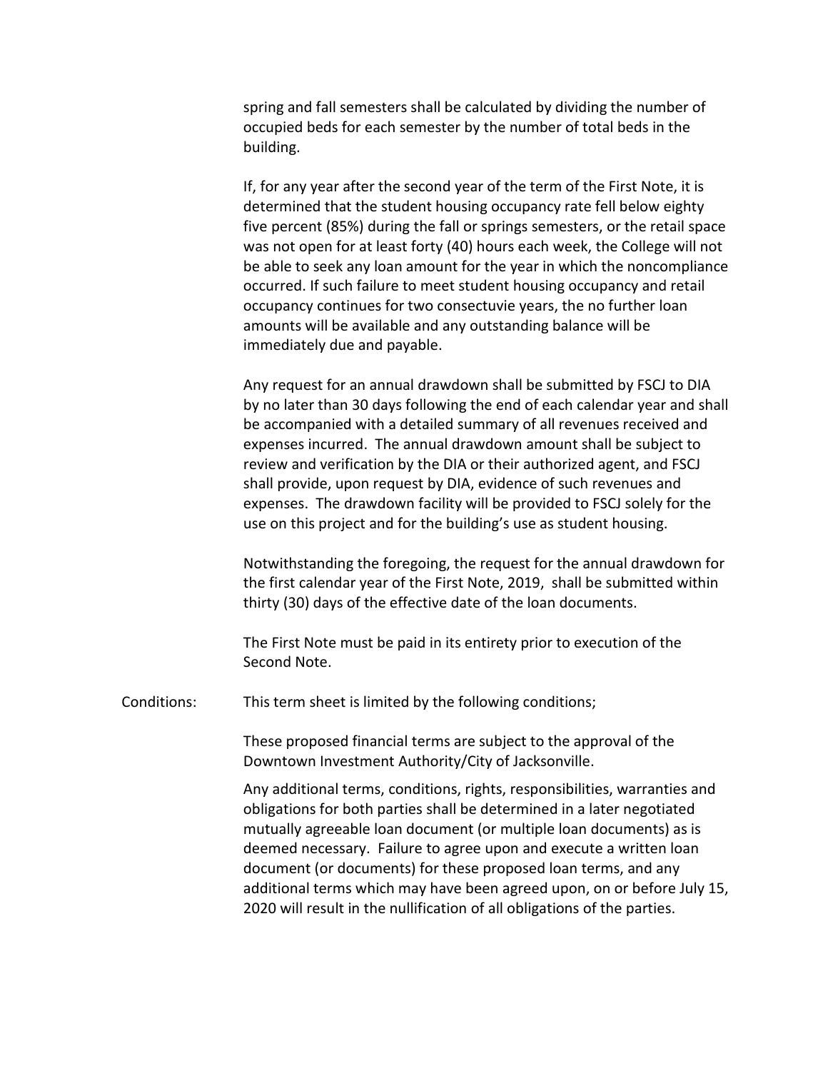spring and fall semesters shall be calculated by dividing the number of occupied beds for each semester by the number of total beds in the building.

If, for any year after the second year of the term of the First Note, it is determined that the student housing occupancy rate fell below eighty five percent (85%) during the fall or springs semesters, or the retail space was not open for at least forty (40) hours each week, the College will not be able to seek any loan amount for the year in which the noncompliance occurred. If such failure to meet student housing occupancy and retail occupancy continues for two consectuvie years, the no further loan amounts will be available and any outstanding balance will be immediately due and payable.

Any request for an annual drawdown shall be submitted by FSCJ to DIA by no later than 30 days following the end of each calendar year and shall be accompanied with a detailed summary of all revenues received and expenses incurred. The annual drawdown amount shall be subject to review and verification by the DIA or their authorized agent, and FSCJ shall provide, upon request by DIA, evidence of such revenues and expenses. The drawdown facility will be provided to FSCJ solely for the use on this project and for the building's use as student housing.

Notwithstanding the foregoing, the request for the annual drawdown for the first calendar year of the First Note, 2019, shall be submitted within thirty (30) days of the effective date of the loan documents.

The First Note must be paid in its entirety prior to execution of the Second Note.

Conditions: This term sheet is limited by the following conditions;

These proposed financial terms are subject to the approval of the Downtown Investment Authority/City of Jacksonville.

Any additional terms, conditions, rights, responsibilities, warranties and obligations for both parties shall be determined in a later negotiated mutually agreeable loan document (or multiple loan documents) as is deemed necessary. Failure to agree upon and execute a written loan document (or documents) for these proposed loan terms, and any additional terms which may have been agreed upon, on or before July 15, 2020 will result in the nullification of all obligations of the parties.